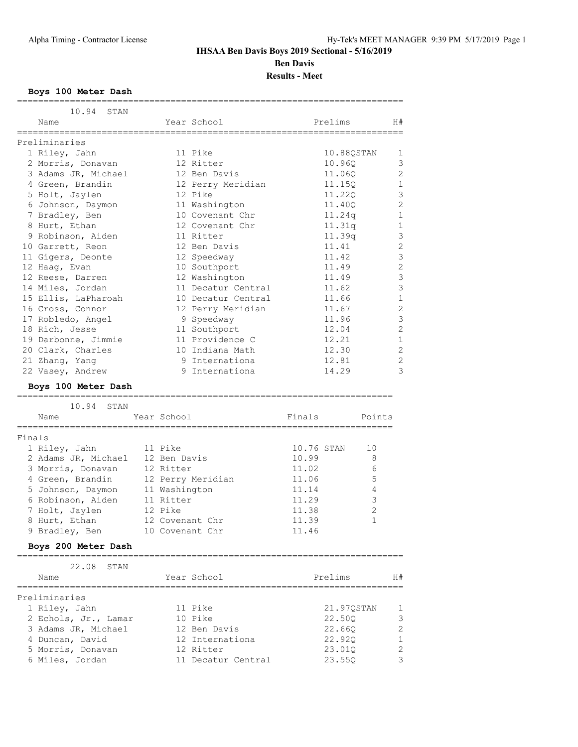Alpha Timing - Contractor License

**IHSAA Ben Davis Boys 2019 Sectional - 5/16/2019**

**Ben Davis**

**Results - Meet**

### Boys 100 Meter Dash

10.94 STAN

| | Name | Year | School | Prelims | | H# |
|---|---|---|---|---|---|---|
| **Preliminaries** | | | | | | |
| 1 | Riley, Jahn | 11 | Pike | 10.88 | QSTAN | 1 |
| 2 | Morris, Donavan | 12 | Ritter | 10.96 | Q | 3 |
| 3 | Adams JR, Michael | 12 | Ben Davis | 11.06 | Q | 2 |
| 4 | Green, Brandin | 12 | Perry Meridian | 11.15 | Q | 1 |
| 5 | Holt, Jaylen | 12 | Pike | 11.22 | Q | 3 |
| 6 | Johnson, Daymon | 11 | Washington | 11.40 | Q | 2 |
| 7 | Bradley, Ben | 10 | Covenant Chr | 11.24 | q | 1 |
| 8 | Hurt, Ethan | 12 | Covenant Chr | 11.31 | q | 1 |
| 9 | Robinson, Aiden | 11 | Ritter | 11.39 | q | 3 |
| 10 | Garrett, Reon | 12 | Ben Davis | 11.41 | | 2 |
| 11 | Gigers, Deonte | 12 | Speedway | 11.42 | | 3 |
| 12 | Haag, Evan | 10 | Southport | 11.49 | | 2 |
| 12 | Reese, Darren | 12 | Washington | 11.49 | | 3 |
| 14 | Miles, Jordan | 11 | Decatur Central | 11.62 | | 3 |
| 15 | Ellis, LaPharoah | 10 | Decatur Central | 11.66 | | 1 |
| 16 | Cross, Connor | 12 | Perry Meridian | 11.67 | | 2 |
| 17 | Robledo, Angel | 9 | Speedway | 11.96 | | 3 |
| 18 | Rich, Jesse | 11 | Southport | 12.04 | | 2 |
| 19 | Darbonne, Jimmie | 11 | Providence C | 12.21 | | 1 |
| 20 | Clark, Charles | 10 | Indiana Math | 12.30 | | 2 |
| 21 | Zhang, Yang | 9 | Internationa | 12.81 | | 2 |
| 22 | Vasey, Andrew | 9 | Internationa | 14.29 | | 3 |

### Boys 100 Meter Dash

10.94 STAN

| | Name | Year | School | Finals | | Points |
|---|---|---|---|---|---|---|
| **Finals** | | | | | | |
| 1 | Riley, Jahn | 11 | Pike | 10.76 | STAN | 10 |
| 2 | Adams JR, Michael | 12 | Ben Davis | 10.99 | | 8 |
| 3 | Morris, Donavan | 12 | Ritter | 11.02 | | 6 |
| 4 | Green, Brandin | 12 | Perry Meridian | 11.06 | | 5 |
| 5 | Johnson, Daymon | 11 | Washington | 11.14 | | 4 |
| 6 | Robinson, Aiden | 11 | Ritter | 11.29 | | 3 |
| 7 | Holt, Jaylen | 12 | Pike | 11.38 | | 2 |
| 8 | Hurt, Ethan | 12 | Covenant Chr | 11.39 | | 1 |
| 9 | Bradley, Ben | 10 | Covenant Chr | 11.46 | | |

### Boys 200 Meter Dash

22.08 STAN

| | Name | Year | School | Prelims | | H# |
|---|---|---|---|---|---|---|
| **Preliminaries** | | | | | | |
| 1 | Riley, Jahn | 11 | Pike | 21.97 | QSTAN | 1 |
| 2 | Echols, Jr., Lamar | 10 | Pike | 22.50 | Q | 3 |
| 3 | Adams JR, Michael | 12 | Ben Davis | 22.66 | Q | 2 |
| 4 | Duncan, David | 12 | Internationa | 22.92 | Q | 1 |
| 5 | Morris, Donavan | 12 | Ritter | 23.01 | Q | 2 |
| 6 | Miles, Jordan | 11 | Decatur Central | 23.55 | Q | 3 |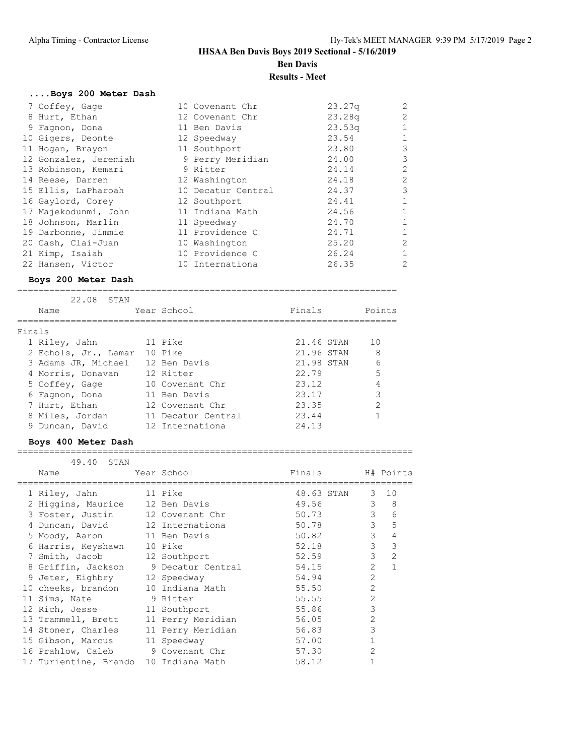# IHSAA Ben Davis Boys 2019 Sectional - 5/16/2019

## Ben Davis

## Results - Meet

### ....Boys 200 Meter Dash

| Place | Name | Year | School | Prelims | H# |
|---|---|---|---|---|---|
| 7 | Coffey, Gage | 10 | Covenant Chr | 23.27q | 2 |
| 8 | Hurt, Ethan | 12 | Covenant Chr | 23.28q | 2 |
| 9 | Fagnon, Dona | 11 | Ben Davis | 23.53q | 1 |
| 10 | Gigers, Deonte | 12 | Speedway | 23.54 | 1 |
| 11 | Hogan, Brayon | 11 | Southport | 23.80 | 3 |
| 12 | Gonzalez, Jeremiah | 9 | Perry Meridian | 24.00 | 3 |
| 13 | Robinson, Kemari | 9 | Ritter | 24.14 | 2 |
| 14 | Reese, Darren | 12 | Washington | 24.18 | 2 |
| 15 | Ellis, LaPharoah | 10 | Decatur Central | 24.37 | 3 |
| 16 | Gaylord, Corey | 12 | Southport | 24.41 | 1 |
| 17 | Majekodunmi, John | 11 | Indiana Math | 24.56 | 1 |
| 18 | Johnson, Marlin | 11 | Speedway | 24.70 | 1 |
| 19 | Darbonne, Jimmie | 11 | Providence C | 24.71 | 1 |
| 20 | Cash, Clai-Juan | 10 | Washington | 25.20 | 2 |
| 21 | Kimp, Isaiah | 10 | Providence C | 26.24 | 1 |
| 22 | Hansen, Victor | 10 | Internationa | 26.35 | 2 |

### Boys 200 Meter Dash

22.08 STAN

Finals

| Place | Name | Year | School | Finals | Points |
|---|---|---|---|---|---|
| 1 | Riley, Jahn | 11 | Pike | 21.46 STAN | 10 |
| 2 | Echols, Jr., Lamar | 10 | Pike | 21.96 STAN | 8 |
| 3 | Adams JR, Michael | 12 | Ben Davis | 21.98 STAN | 6 |
| 4 | Morris, Donavan | 12 | Ritter | 22.79 | 5 |
| 5 | Coffey, Gage | 10 | Covenant Chr | 23.12 | 4 |
| 6 | Fagnon, Dona | 11 | Ben Davis | 23.17 | 3 |
| 7 | Hurt, Ethan | 12 | Covenant Chr | 23.35 | 2 |
| 8 | Miles, Jordan | 11 | Decatur Central | 23.44 | 1 |
| 9 | Duncan, David | 12 | Internationa | 24.13 | |

### Boys 400 Meter Dash

49.40 STAN

| Place | Name | Year | School | Finals | H# | Points |
|---|---|---|---|---|---|---|
| 1 | Riley, Jahn | 11 | Pike | 48.63 STAN | 3 | 10 |
| 2 | Higgins, Maurice | 12 | Ben Davis | 49.56 | 3 | 8 |
| 3 | Foster, Justin | 12 | Covenant Chr | 50.73 | 3 | 6 |
| 4 | Duncan, David | 12 | Internationa | 50.78 | 3 | 5 |
| 5 | Moody, Aaron | 11 | Ben Davis | 50.82 | 3 | 4 |
| 6 | Harris, Keyshawn | 10 | Pike | 52.18 | 3 | 3 |
| 7 | Smith, Jacob | 12 | Southport | 52.59 | 3 | 2 |
| 8 | Griffin, Jackson | 9 | Decatur Central | 54.15 | 2 | 1 |
| 9 | Jeter, Eighbry | 12 | Speedway | 54.94 | 2 | |
| 10 | cheeks, brandon | 10 | Indiana Math | 55.50 | 2 | |
| 11 | Sims, Nate | 9 | Ritter | 55.55 | 2 | |
| 12 | Rich, Jesse | 11 | Southport | 55.86 | 3 | |
| 13 | Trammell, Brett | 11 | Perry Meridian | 56.05 | 2 | |
| 14 | Stoner, Charles | 11 | Perry Meridian | 56.83 | 3 | |
| 15 | Gibson, Marcus | 11 | Speedway | 57.00 | 1 | |
| 16 | Prahlow, Caleb | 9 | Covenant Chr | 57.30 | 2 | |
| 17 | Turientine, Brando | 10 | Indiana Math | 58.12 | 1 | |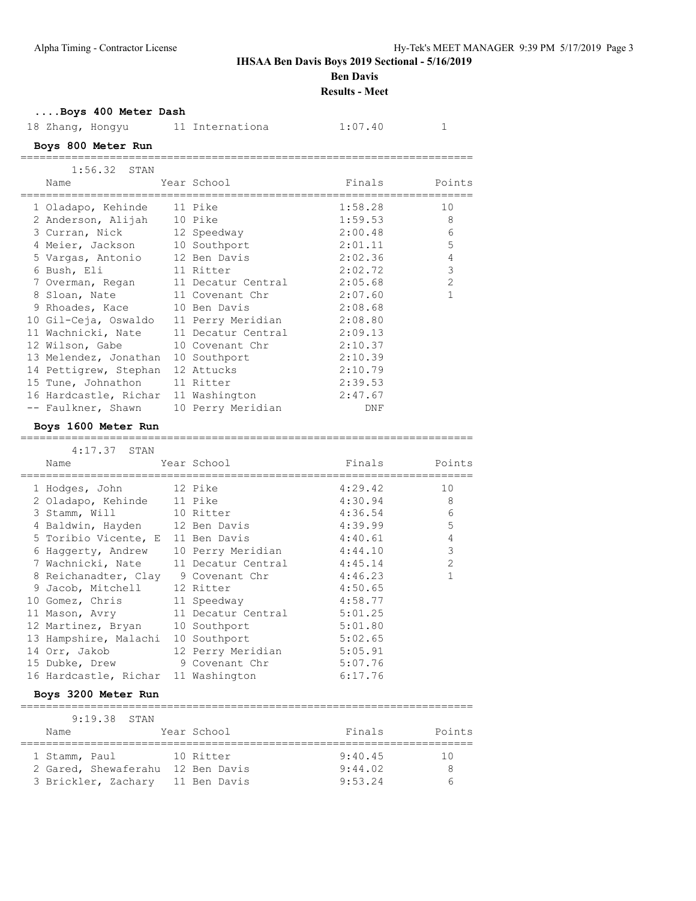**IHSAA Ben Davis Boys 2019 Sectional - 5/16/2019**

**Ben Davis**

**Results - Meet**

### ....Boys 400 Meter Dash

| Place | Name | Year | School | Finals | Points |
|---|---|---|---|---|---|
| 18 | Zhang, Hongyu | 11 | Internationa | 1:07.40 | 1 |

### Boys 800 Meter Run

1:56.32 STAN

| Place | Name | Year | School | Finals | Points |
|---|---|---|---|---|---|
| 1 | Oladapo, Kehinde | 11 | Pike | 1:58.28 | 10 |
| 2 | Anderson, Alijah | 10 | Pike | 1:59.53 | 8 |
| 3 | Curran, Nick | 12 | Speedway | 2:00.48 | 6 |
| 4 | Meier, Jackson | 10 | Southport | 2:01.11 | 5 |
| 5 | Vargas, Antonio | 12 | Ben Davis | 2:02.36 | 4 |
| 6 | Bush, Eli | 11 | Ritter | 2:02.72 | 3 |
| 7 | Overman, Regan | 11 | Decatur Central | 2:05.68 | 2 |
| 8 | Sloan, Nate | 11 | Covenant Chr | 2:07.60 | 1 |
| 9 | Rhoades, Kace | 10 | Ben Davis | 2:08.68 | |
| 10 | Gil-Ceja, Oswaldo | 11 | Perry Meridian | 2:08.80 | |
| 11 | Wachnicki, Nate | 11 | Decatur Central | 2:09.13 | |
| 12 | Wilson, Gabe | 10 | Covenant Chr | 2:10.37 | |
| 13 | Melendez, Jonathan | 10 | Southport | 2:10.39 | |
| 14 | Pettigrew, Stephan | 12 | Attucks | 2:10.79 | |
| 15 | Tune, Johnathon | 11 | Ritter | 2:39.53 | |
| 16 | Hardcastle, Richar | 11 | Washington | 2:47.67 | |
| -- | Faulkner, Shawn | 10 | Perry Meridian | DNF | |

### Boys 1600 Meter Run

4:17.37 STAN

| Place | Name | Year | School | Finals | Points |
|---|---|---|---|---|---|
| 1 | Hodges, John | 12 | Pike | 4:29.42 | 10 |
| 2 | Oladapo, Kehinde | 11 | Pike | 4:30.94 | 8 |
| 3 | Stamm, Will | 10 | Ritter | 4:36.54 | 6 |
| 4 | Baldwin, Hayden | 12 | Ben Davis | 4:39.99 | 5 |
| 5 | Toribio Vicente, E | 11 | Ben Davis | 4:40.61 | 4 |
| 6 | Haggerty, Andrew | 10 | Perry Meridian | 4:44.10 | 3 |
| 7 | Wachnicki, Nate | 11 | Decatur Central | 4:45.14 | 2 |
| 8 | Reichanadter, Clay | 9 | Covenant Chr | 4:46.23 | 1 |
| 9 | Jacob, Mitchell | 12 | Ritter | 4:50.65 | |
| 10 | Gomez, Chris | 11 | Speedway | 4:58.77 | |
| 11 | Mason, Avry | 11 | Decatur Central | 5:01.25 | |
| 12 | Martinez, Bryan | 10 | Southport | 5:01.80 | |
| 13 | Hampshire, Malachi | 10 | Southport | 5:02.65 | |
| 14 | Orr, Jakob | 12 | Perry Meridian | 5:05.91 | |
| 15 | Dubke, Drew | 9 | Covenant Chr | 5:07.76 | |
| 16 | Hardcastle, Richar | 11 | Washington | 6:17.76 | |

### Boys 3200 Meter Run

9:19.38 STAN

| Place | Name | Year | School | Finals | Points |
|---|---|---|---|---|---|
| 1 | Stamm, Paul | 10 | Ritter | 9:40.45 | 10 |
| 2 | Gared, Shewaferahu | 12 | Ben Davis | 9:44.02 | 8 |
| 3 | Brickler, Zachary | 11 | Ben Davis | 9:53.24 | 6 |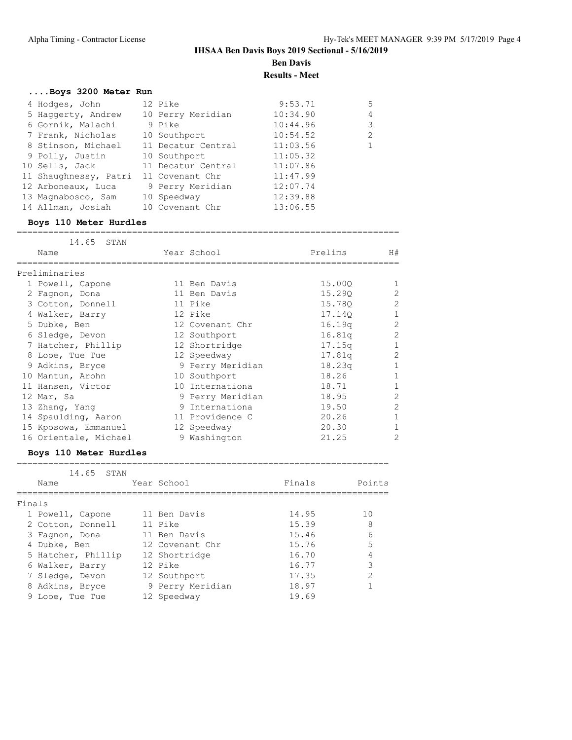# IHSAA Ben Davis Boys 2019 Sectional - 5/16/2019

## Ben Davis

## Results - Meet

### ....Boys 3200 Meter Run

| Place | Name | Year | School | Finals | Points |
|---|---|---|---|---|---|
| 4 | Hodges, John | 12 | Pike | 9:53.71 | 5 |
| 5 | Haggerty, Andrew | 10 | Perry Meridian | 10:34.90 | 4 |
| 6 | Gornik, Malachi | 9 | Pike | 10:44.96 | 3 |
| 7 | Frank, Nicholas | 10 | Southport | 10:54.52 | 2 |
| 8 | Stinson, Michael | 11 | Decatur Central | 11:03.56 | 1 |
| 9 | Polly, Justin | 10 | Southport | 11:05.32 | |
| 10 | Sells, Jack | 11 | Decatur Central | 11:07.86 | |
| 11 | Shaughnessy, Patri | 11 | Covenant Chr | 11:47.99 | |
| 12 | Arboneaux, Luca | 9 | Perry Meridian | 12:07.74 | |
| 13 | Magnabosco, Sam | 10 | Speedway | 12:39.88 | |
| 14 | Allman, Josiah | 10 | Covenant Chr | 13:06.55 | |

### Boys 110 Meter Hurdles

14.65 STAN

Preliminaries

| Place | Name | Year | School | Prelims | H# |
|---|---|---|---|---|---|
| 1 | Powell, Capone | 11 | Ben Davis | 15.00Q | 1 |
| 2 | Fagnon, Dona | 11 | Ben Davis | 15.29Q | 2 |
| 3 | Cotton, Donnell | 11 | Pike | 15.78Q | 2 |
| 4 | Walker, Barry | 12 | Pike | 17.14Q | 1 |
| 5 | Dubke, Ben | 12 | Covenant Chr | 16.19q | 2 |
| 6 | Sledge, Devon | 12 | Southport | 16.81q | 2 |
| 7 | Hatcher, Phillip | 12 | Shortridge | 17.15q | 1 |
| 8 | Looe, Tue Tue | 12 | Speedway | 17.81q | 2 |
| 9 | Adkins, Bryce | 9 | Perry Meridian | 18.23q | 1 |
| 10 | Mantun, Arohn | 10 | Southport | 18.26 | 1 |
| 11 | Hansen, Victor | 10 | Internationa | 18.71 | 1 |
| 12 | Mar, Sa | 9 | Perry Meridian | 18.95 | 2 |
| 13 | Zhang, Yang | 9 | Internationa | 19.50 | 2 |
| 14 | Spaulding, Aaron | 11 | Providence C | 20.26 | 1 |
| 15 | Kposowa, Emmanuel | 12 | Speedway | 20.30 | 1 |
| 16 | Orientale, Michael | 9 | Washington | 21.25 | 2 |

### Boys 110 Meter Hurdles

14.65 STAN

Finals

| Place | Name | Year | School | Finals | Points |
|---|---|---|---|---|---|
| 1 | Powell, Capone | 11 | Ben Davis | 14.95 | 10 |
| 2 | Cotton, Donnell | 11 | Pike | 15.39 | 8 |
| 3 | Fagnon, Dona | 11 | Ben Davis | 15.46 | 6 |
| 4 | Dubke, Ben | 12 | Covenant Chr | 15.76 | 5 |
| 5 | Hatcher, Phillip | 12 | Shortridge | 16.70 | 4 |
| 6 | Walker, Barry | 12 | Pike | 16.77 | 3 |
| 7 | Sledge, Devon | 12 | Southport | 17.35 | 2 |
| 8 | Adkins, Bryce | 9 | Perry Meridian | 18.97 | 1 |
| 9 | Looe, Tue Tue | 12 | Speedway | 19.69 | |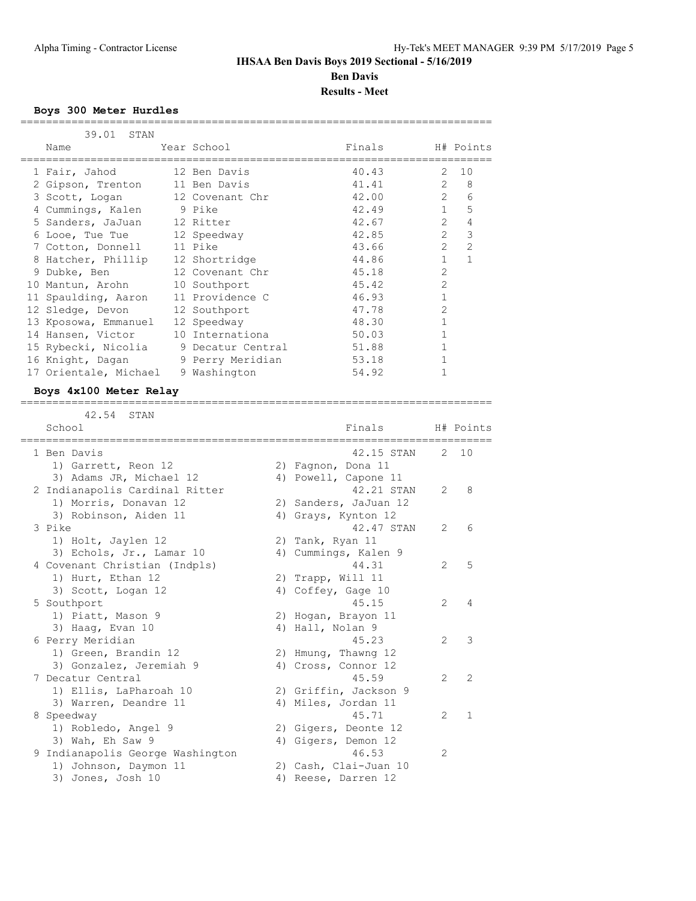# IHSAA Ben Davis Boys 2019 Sectional - 5/16/2019

**Ben Davis**

**Results - Meet**

### Boys 300 Meter Hurdles

39.01 STAN

| | Name | Year | School | Finals | H# | Points |
|---|---|---|---|---|---|---|
| 1 | Fair, Jahod | 12 | Ben Davis | 40.43 | 2 | 10 |
| 2 | Gipson, Trenton | 11 | Ben Davis | 41.41 | 2 | 8 |
| 3 | Scott, Logan | 12 | Covenant Chr | 42.00 | 2 | 6 |
| 4 | Cummings, Kalen | 9 | Pike | 42.49 | 1 | 5 |
| 5 | Sanders, JaJuan | 12 | Ritter | 42.67 | 2 | 4 |
| 6 | Looe, Tue Tue | 12 | Speedway | 42.85 | 2 | 3 |
| 7 | Cotton, Donnell | 11 | Pike | 43.66 | 2 | 2 |
| 8 | Hatcher, Phillip | 12 | Shortridge | 44.86 | 1 | 1 |
| 9 | Dubke, Ben | 12 | Covenant Chr | 45.18 | 2 | |
| 10 | Mantun, Arohn | 10 | Southport | 45.42 | 2 | |
| 11 | Spaulding, Aaron | 11 | Providence C | 46.93 | 1 | |
| 12 | Sledge, Devon | 12 | Southport | 47.78 | 2 | |
| 13 | Kposowa, Emmanuel | 12 | Speedway | 48.30 | 1 | |
| 14 | Hansen, Victor | 10 | Internationa | 50.03 | 1 | |
| 15 | Rybecki, Nicolia | 9 | Decatur Central | 51.88 | 1 | |
| 16 | Knight, Dagan | 9 | Perry Meridian | 53.18 | 1 | |
| 17 | Orientale, Michael | 9 | Washington | 54.92 | 1 | |

### Boys 4x100 Meter Relay

42.54 STAN

| | School | Finals | H# | Points |
|---|---|---|---|---|
| 1 | Ben Davis | 42.15 STAN | 2 | 10 |
| | 1) Garrett, Reon 12; 2) Fagnon, Dona 11; 3) Adams JR, Michael 12; 4) Powell, Capone 11 | | | |
| 2 | Indianapolis Cardinal Ritter | 42.21 STAN | 2 | 8 |
| | 1) Morris, Donavan 12; 2) Sanders, JaJuan 12; 3) Robinson, Aiden 11; 4) Grays, Kynton 12 | | | |
| 3 | Pike | 42.47 STAN | 2 | 6 |
| | 1) Holt, Jaylen 12; 2) Tank, Ryan 11; 3) Echols, Jr., Lamar 10; 4) Cummings, Kalen 9 | | | |
| 4 | Covenant Christian (Indpls) | 44.31 | 2 | 5 |
| | 1) Hurt, Ethan 12; 2) Trapp, Will 11; 3) Scott, Logan 12; 4) Coffey, Gage 10 | | | |
| 5 | Southport | 45.15 | 2 | 4 |
| | 1) Piatt, Mason 9; 2) Hogan, Brayon 11; 3) Haag, Evan 10; 4) Hall, Nolan 9 | | | |
| 6 | Perry Meridian | 45.23 | 2 | 3 |
| | 1) Green, Brandin 12; 2) Hmung, Thawng 12; 3) Gonzalez, Jeremiah 9; 4) Cross, Connor 12 | | | |
| 7 | Decatur Central | 45.59 | 2 | 2 |
| | 1) Ellis, LaPharoah 10; 2) Griffin, Jackson 9; 3) Warren, Deandre 11; 4) Miles, Jordan 11 | | | |
| 8 | Speedway | 45.71 | 2 | 1 |
| | 1) Robledo, Angel 9; 2) Gigers, Deonte 12; 3) Wah, Eh Saw 9; 4) Gigers, Demon 12 | | | |
| 9 | Indianapolis George Washington | 46.53 | 2 | |
| | 1) Johnson, Daymon 11; 2) Cash, Clai-Juan 10; 3) Jones, Josh 10; 4) Reese, Darren 12 | | | |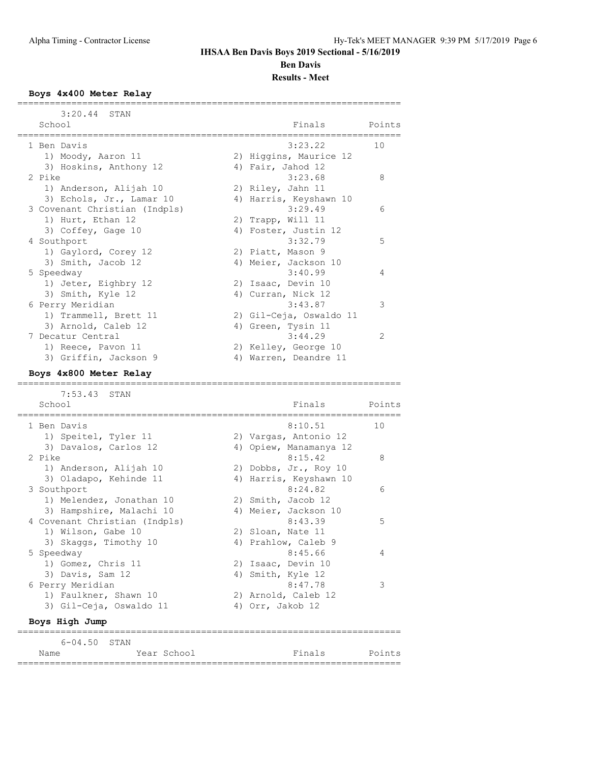# IHSAA Ben Davis Boys 2019 Sectional - 5/16/2019

## Ben Davis

## Results - Meet

### Boys 4x400 Meter Relay

3:20.44 STAN

| School | Finals | Points |
|---|---|---|
| 1 Ben Davis | 3:23.22 | 10 |
| 1) Moody, Aaron 11; 2) Higgins, Maurice 12; 3) Hoskins, Anthony 12; 4) Fair, Jahod 12 | | |
| 2 Pike | 3:23.68 | 8 |
| 1) Anderson, Alijah 10; 2) Riley, Jahn 11; 3) Echols, Jr., Lamar 10; 4) Harris, Keyshawn 10 | | |
| 3 Covenant Christian (Indpls) | 3:29.49 | 6 |
| 1) Hurt, Ethan 12; 2) Trapp, Will 11; 3) Coffey, Gage 10; 4) Foster, Justin 12 | | |
| 4 Southport | 3:32.79 | 5 |
| 1) Gaylord, Corey 12; 2) Piatt, Mason 9; 3) Smith, Jacob 12; 4) Meier, Jackson 10 | | |
| 5 Speedway | 3:40.99 | 4 |
| 1) Jeter, Eighbry 12; 2) Isaac, Devin 10; 3) Smith, Kyle 12; 4) Curran, Nick 12 | | |
| 6 Perry Meridian | 3:43.87 | 3 |
| 1) Trammell, Brett 11; 2) Gil-Ceja, Oswaldo 11; 3) Arnold, Caleb 12; 4) Green, Tysin 11 | | |
| 7 Decatur Central | 3:44.29 | 2 |
| 1) Reece, Pavon 11; 2) Kelley, George 10; 3) Griffin, Jackson 9; 4) Warren, Deandre 11 | | |

### Boys 4x800 Meter Relay

7:53.43 STAN

| School | Finals | Points |
|---|---|---|
| 1 Ben Davis | 8:10.51 | 10 |
| 1) Speitel, Tyler 11; 2) Vargas, Antonio 12; 3) Davalos, Carlos 12; 4) Opiew, Manamanya 12 | | |
| 2 Pike | 8:15.42 | 8 |
| 1) Anderson, Alijah 10; 2) Dobbs, Jr., Roy 10; 3) Oladapo, Kehinde 11; 4) Harris, Keyshawn 10 | | |
| 3 Southport | 8:24.82 | 6 |
| 1) Melendez, Jonathan 10; 2) Smith, Jacob 12; 3) Hampshire, Malachi 10; 4) Meier, Jackson 10 | | |
| 4 Covenant Christian (Indpls) | 8:43.39 | 5 |
| 1) Wilson, Gabe 10; 2) Sloan, Nate 11; 3) Skaggs, Timothy 10; 4) Prahlow, Caleb 9 | | |
| 5 Speedway | 8:45.66 | 4 |
| 1) Gomez, Chris 11; 2) Isaac, Devin 10; 3) Davis, Sam 12; 4) Smith, Kyle 12 | | |
| 6 Perry Meridian | 8:47.78 | 3 |
| 1) Faulkner, Shawn 10; 2) Arnold, Caleb 12; 3) Gil-Ceja, Oswaldo 11; 4) Orr, Jakob 12 | | |

### Boys High Jump

6-04.50 STAN

| Name | Year | School | Finals | Points |
|---|---|---|---|---|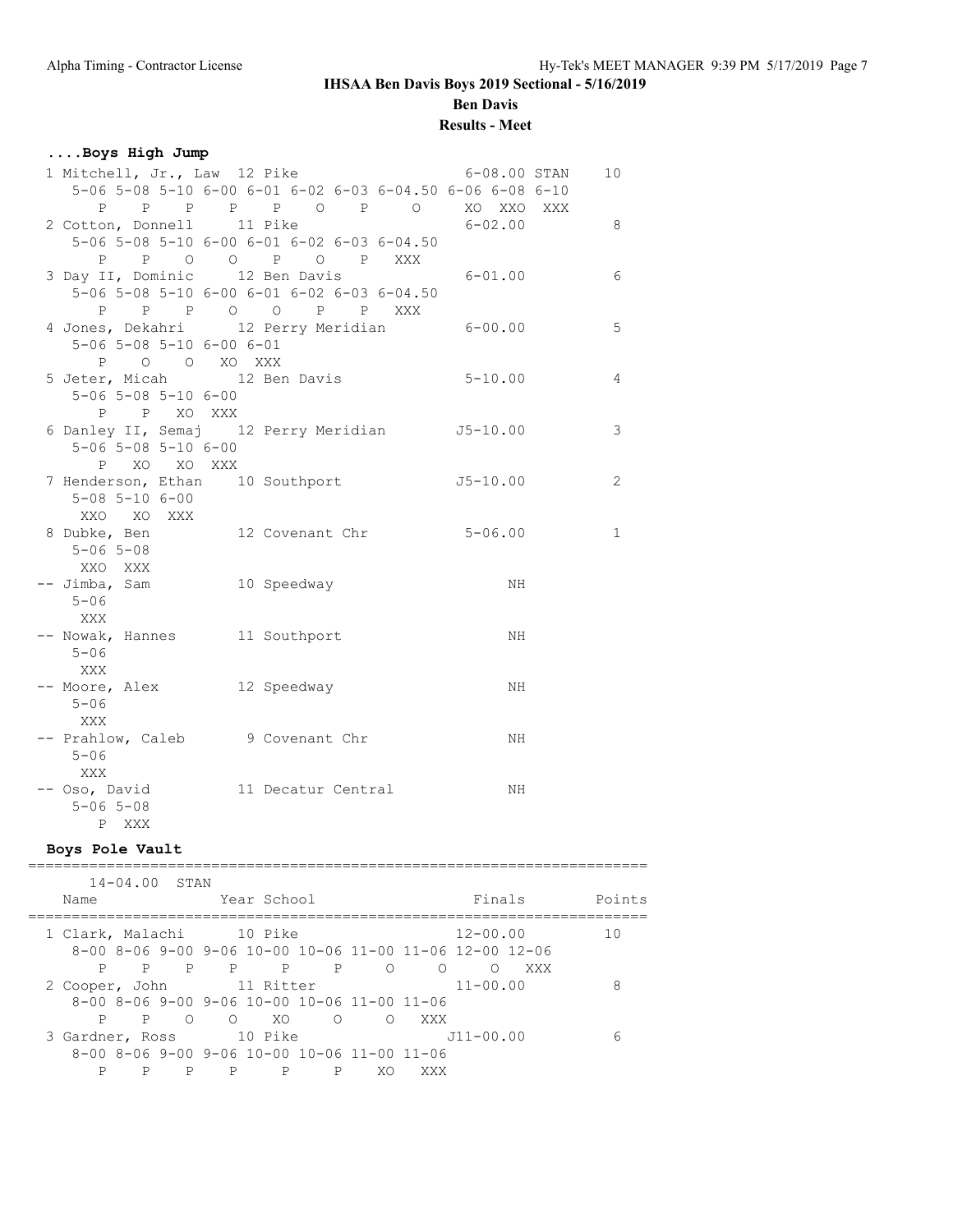## IHSAA Ben Davis Boys 2019 Sectional - 5/16/2019

**Ben Davis**

**Results - Meet**

### ....Boys High Jump

```
 1 Mitchell, Jr., Law  12 Pike                     6-08.00 STAN    10
    5-06 5-08 5-10 6-00 6-01 6-02 6-03 6-04.50 6-06 6-08 6-10
       P    P    P    P    P    O    P    O     XO  XXO  XXX
 2 Cotton, Donnell     11 Pike                     6-02.00          8
    5-06 5-08 5-10 6-00 6-01 6-02 6-03 6-04.50
       P    P    O    O    P    O    P   XXX
 3 Day II, Dominic     12 Ben Davis                6-01.00          6
    5-06 5-08 5-10 6-00 6-01 6-02 6-03 6-04.50
       P    P    P    O    O    P    P   XXX
 4 Jones, Dekahri      12 Perry Meridian           6-00.00          5
    5-06 5-08 5-10 6-00 6-01
       P    O    O   XO  XXX
 5 Jeter, Micah        12 Ben Davis                5-10.00          4
    5-06 5-08 5-10 6-00
       P    P   XO  XXX
 6 Danley II, Semaj    12 Perry Meridian          J5-10.00          3
    5-06 5-08 5-10 6-00
       P   XO   XO  XXX
 7 Henderson, Ethan    10 Southport               J5-10.00          2
    5-08 5-10 6-00
     XXO   XO  XXX
 8 Dubke, Ben          12 Covenant Chr             5-06.00          1
    5-06 5-08
     XXO  XXX
-- Jimba, Sam          10 Speedway                      NH
    5-06
     XXX
-- Nowak, Hannes       11 Southport                     NH
    5-06
     XXX
-- Moore, Alex         12 Speedway                      NH
    5-06
     XXX
-- Prahlow, Caleb       9 Covenant Chr                  NH
    5-06
     XXX
-- Oso, David          11 Decatur Central               NH
    5-06 5-08
       P  XXX
```

### Boys Pole Vault

```
=======================================================================
      14-04.00  STAN
    Name                 Year School                  Finals     Points
=======================================================================
  1 Clark, Malachi      10 Pike                     12-00.00       10
     8-00 8-06 9-00 9-06 10-00 10-06 11-00 11-06 12-00 12-06
        P    P    P    P     P     P     O     O     O   XXX
  2 Cooper, John        11 Ritter                   11-00.00        8
     8-00 8-06 9-00 9-06 10-00 10-06 11-00 11-06
        P    P    O    O    XO     O     O   XXX
  3 Gardner, Ross       10 Pike                    J11-00.00        6
     8-00 8-06 9-00 9-06 10-00 10-06 11-00 11-06
        P    P    P    P     P     P    XO   XXX
```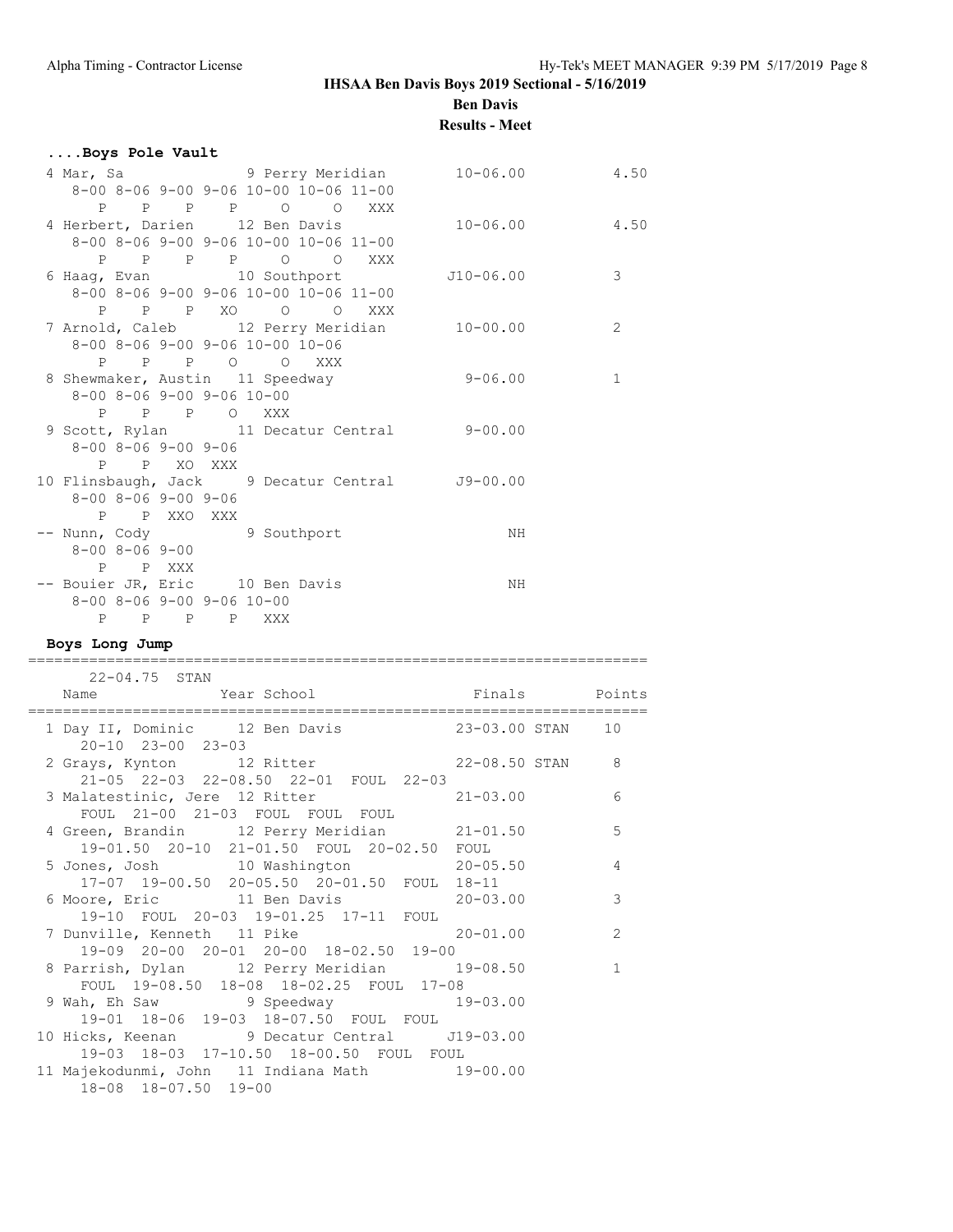**IHSAA Ben Davis Boys 2019 Sectional - 5/16/2019**

**Ben Davis**

**Results - Meet**

### ....Boys Pole Vault

```
  4 Mar, Sa                 9 Perry Meridian        10-06.00            4.50
     8-00 8-06 9-00 9-06 10-00 10-06 11-00
        P    P    P    P     O     O   XXX
  4 Herbert, Darien      12 Ben Davis               10-06.00            4.50
     8-00 8-06 9-00 9-06 10-00 10-06 11-00
        P    P    P    P     O     O   XXX
  6 Haag, Evan           10 Southport              J10-06.00            3
     8-00 8-06 9-00 9-06 10-00 10-06 11-00
        P    P    P   XO     O     O   XXX
  7 Arnold, Caleb        12 Perry Meridian          10-00.00            2
     8-00 8-06 9-00 9-06 10-00 10-06
        P    P    P    O     O   XXX
  8 Shewmaker, Austin  11 Speedway                   9-06.00            1
     8-00 8-06 9-00 9-06 10-00
        P    P    P    O   XXX
  9 Scott, Rylan         11 Decatur Central          9-00.00
     8-00 8-06 9-00 9-06
        P    P   XO  XXX
 10 Flinsbaugh, Jack    9 Decatur Central          J9-00.00
     8-00 8-06 9-00 9-06
        P    P  XXO  XXX
 -- Nunn, Cody            9 Southport                     NH
     8-00 8-06 9-00
        P    P  XXX
 -- Bouier JR, Eric     10 Ben Davis                      NH
     8-00 8-06 9-00 9-06 10-00
        P    P    P    P   XXX
```

### Boys Long Jump

```
=========================================================================
      22-04.75  STAN
    Name                 Year School                 Finals       Points
=========================================================================
  1 Day II, Dominic      12 Ben Davis              23-03.00 STAN    10
     20-10  23-00  23-03
  2 Grays, Kynton        12 Ritter                 22-08.50 STAN     8
     21-05  22-03  22-08.50  22-01  FOUL  22-03
  3 Malatestinic, Jere  12 Ritter                  21-03.00          6
     FOUL  21-00  21-03  FOUL  FOUL  FOUL
  4 Green, Brandin       12 Perry Meridian         21-01.50          5
     19-01.50  20-10  21-01.50  FOUL  20-02.50  FOUL
  5 Jones, Josh          10 Washington             20-05.50          4
     17-07  19-00.50  20-05.50  20-01.50  FOUL  18-11
  6 Moore, Eric          11 Ben Davis              20-03.00          3
     19-10  FOUL  20-03  19-01.25  17-11  FOUL
  7 Dunville, Kenneth   11 Pike                    20-01.00          2
     19-09  20-00  20-01  20-00  18-02.50  19-00
  8 Parrish, Dylan       12 Perry Meridian         19-08.50          1
     FOUL  19-08.50  18-08  18-02.25  FOUL  17-08
  9 Wah, Eh Saw           9 Speedway               19-03.00
     19-01  18-06  19-03  18-07.50  FOUL  FOUL
 10 Hicks, Keenan         9 Decatur Central       J19-03.00
     19-03  18-03  17-10.50  18-00.50  FOUL  FOUL
 11 Majekodunmi, John   11 Indiana Math            19-00.00
     18-08  18-07.50  19-00
```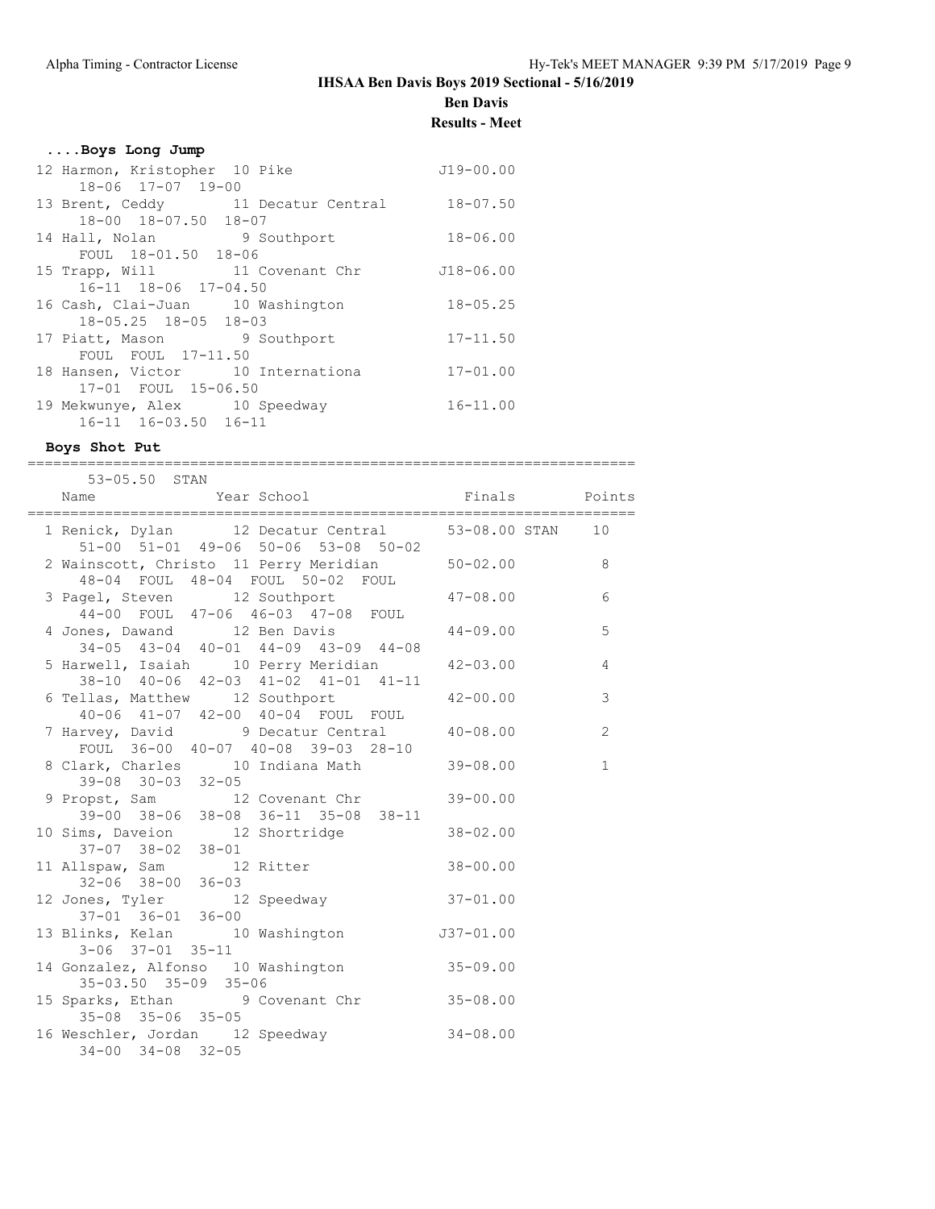# IHSAA Ben Davis Boys 2019 Sectional - 5/16/2019

## Ben Davis

## Results - Meet

### ....Boys Long Jump

| Place | Name | Year | School | Finals |
|---|---|---|---|---|
| 12 | Harmon, Kristopher | 10 | Pike | J19-00.00 |
| | 18-06 17-07 19-00 | | | |
| 13 | Brent, Ceddy | 11 | Decatur Central | 18-07.50 |
| | 18-00 18-07.50 18-07 | | | |
| 14 | Hall, Nolan | 9 | Southport | 18-06.00 |
| | FOUL 18-01.50 18-06 | | | |
| 15 | Trapp, Will | 11 | Covenant Chr | J18-06.00 |
| | 16-11 18-06 17-04.50 | | | |
| 16 | Cash, Clai-Juan | 10 | Washington | 18-05.25 |
| | 18-05.25 18-05 18-03 | | | |
| 17 | Piatt, Mason | 9 | Southport | 17-11.50 |
| | FOUL FOUL 17-11.50 | | | |
| 18 | Hansen, Victor | 10 | Internationa | 17-01.00 |
| | 17-01 FOUL 15-06.50 | | | |
| 19 | Mekwunye, Alex | 10 | Speedway | 16-11.00 |
| | 16-11 16-03.50 16-11 | | | |

### Boys Shot Put

53-05.50 STAN

| Place | Name | Year | School | Finals | Points |
|---|---|---|---|---|---|
| 1 | Renick, Dylan | 12 | Decatur Central | 53-08.00 STAN | 10 |
| | 51-00 51-01 49-06 50-06 53-08 50-02 | | | | |
| 2 | Wainscott, Christo | 11 | Perry Meridian | 50-02.00 | 8 |
| | 48-04 FOUL 48-04 FOUL 50-02 FOUL | | | | |
| 3 | Pagel, Steven | 12 | Southport | 47-08.00 | 6 |
| | 44-00 FOUL 47-06 46-03 47-08 FOUL | | | | |
| 4 | Jones, Dawand | 12 | Ben Davis | 44-09.00 | 5 |
| | 34-05 43-04 40-01 44-09 43-09 44-08 | | | | |
| 5 | Harwell, Isaiah | 10 | Perry Meridian | 42-03.00 | 4 |
| | 38-10 40-06 42-03 41-02 41-01 41-11 | | | | |
| 6 | Tellas, Matthew | 12 | Southport | 42-00.00 | 3 |
| | 40-06 41-07 42-00 40-04 FOUL FOUL | | | | |
| 7 | Harvey, David | 9 | Decatur Central | 40-08.00 | 2 |
| | FOUL 36-00 40-07 40-08 39-03 28-10 | | | | |
| 8 | Clark, Charles | 10 | Indiana Math | 39-08.00 | 1 |
| | 39-08 30-03 32-05 | | | | |
| 9 | Propst, Sam | 12 | Covenant Chr | 39-00.00 | |
| | 39-00 38-06 38-08 36-11 35-08 38-11 | | | | |
| 10 | Sims, Daveion | 12 | Shortridge | 38-02.00 | |
| | 37-07 38-02 38-01 | | | | |
| 11 | Allspaw, Sam | 12 | Ritter | 38-00.00 | |
| | 32-06 38-00 36-03 | | | | |
| 12 | Jones, Tyler | 12 | Speedway | 37-01.00 | |
| | 37-01 36-01 36-00 | | | | |
| 13 | Blinks, Kelan | 10 | Washington | J37-01.00 | |
| | 3-06 37-01 35-11 | | | | |
| 14 | Gonzalez, Alfonso | 10 | Washington | 35-09.00 | |
| | 35-03.50 35-09 35-06 | | | | |
| 15 | Sparks, Ethan | 9 | Covenant Chr | 35-08.00 | |
| | 35-08 35-06 35-05 | | | | |
| 16 | Weschler, Jordan | 12 | Speedway | 34-08.00 | |
| | 34-00 34-08 32-05 | | | | |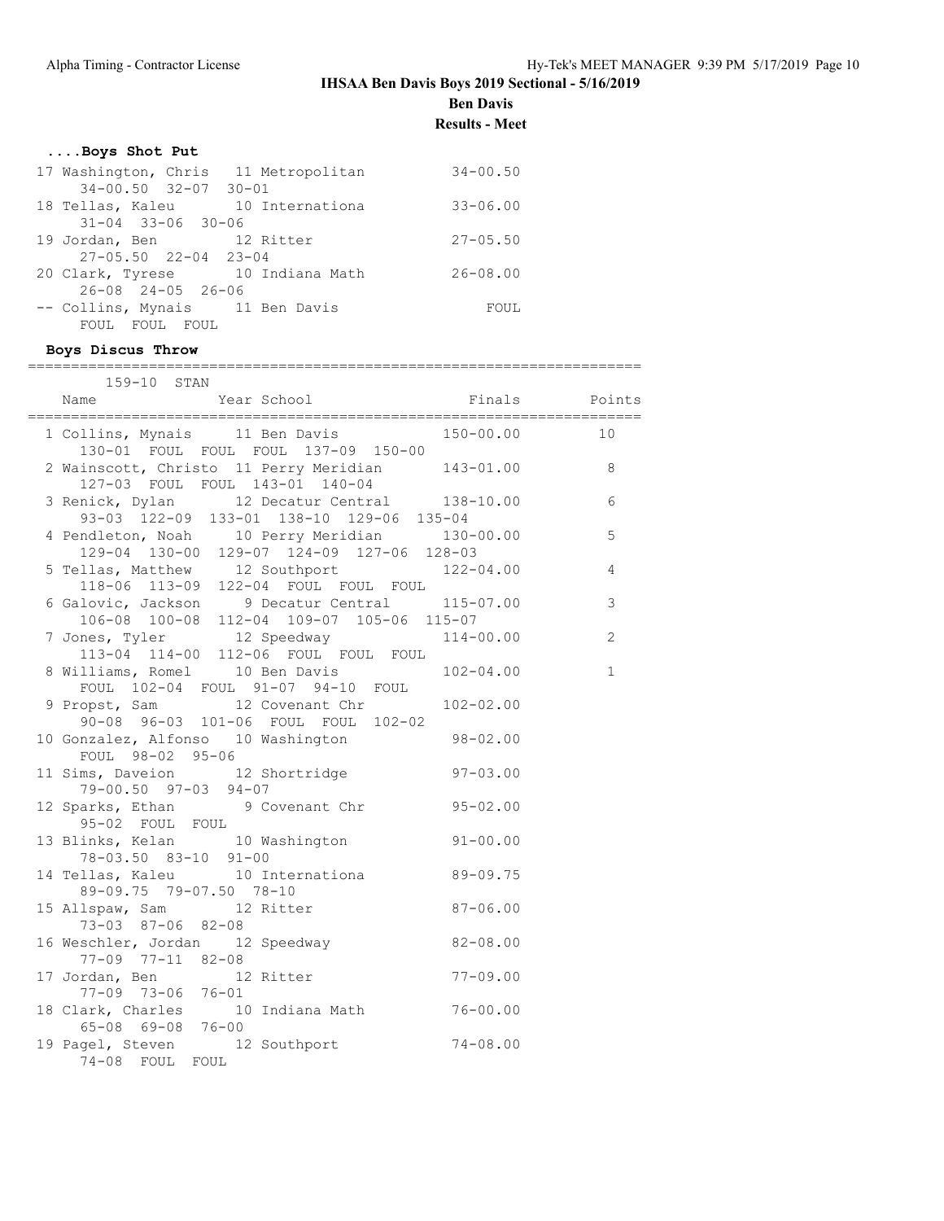# IHSAA Ben Davis Boys 2019 Sectional - 5/16/2019

## Ben Davis

## Results - Meet

### ....Boys Shot Put

| Place | Name | Year | School | Finals |
|---|---|---|---|---|
| 17 | Washington, Chris | 11 | Metropolitan | 34-00.50 |
| | 34-00.50 32-07 30-01 | | | |
| 18 | Tellas, Kaleu | 10 | Internationa | 33-06.00 |
| | 31-04 33-06 30-06 | | | |
| 19 | Jordan, Ben | 12 | Ritter | 27-05.50 |
| | 27-05.50 22-04 23-04 | | | |
| 20 | Clark, Tyrese | 10 | Indiana Math | 26-08.00 |
| | 26-08 24-05 26-06 | | | |
| -- | Collins, Mynais | 11 | Ben Davis | FOUL |
| | FOUL FOUL FOUL | | | |

### Boys Discus Throw

159-10 STAN

| Place | Name | Year | School | Finals | Points |
|---|---|---|---|---|---|
| 1 | Collins, Mynais | 11 | Ben Davis | 150-00.00 | 10 |
| | 130-01 FOUL FOUL FOUL 137-09 150-00 | | | | |
| 2 | Wainscott, Christo | 11 | Perry Meridian | 143-01.00 | 8 |
| | 127-03 FOUL FOUL 143-01 140-04 | | | | |
| 3 | Renick, Dylan | 12 | Decatur Central | 138-10.00 | 6 |
| | 93-03 122-09 133-01 138-10 129-06 135-04 | | | | |
| 4 | Pendleton, Noah | 10 | Perry Meridian | 130-00.00 | 5 |
| | 129-04 130-00 129-07 124-09 127-06 128-03 | | | | |
| 5 | Tellas, Matthew | 12 | Southport | 122-04.00 | 4 |
| | 118-06 113-09 122-04 FOUL FOUL FOUL | | | | |
| 6 | Galovic, Jackson | 9 | Decatur Central | 115-07.00 | 3 |
| | 106-08 100-08 112-04 109-07 105-06 115-07 | | | | |
| 7 | Jones, Tyler | 12 | Speedway | 114-00.00 | 2 |
| | 113-04 114-00 112-06 FOUL FOUL FOUL | | | | |
| 8 | Williams, Romel | 10 | Ben Davis | 102-04.00 | 1 |
| | FOUL 102-04 FOUL 91-07 94-10 FOUL | | | | |
| 9 | Propst, Sam | 12 | Covenant Chr | 102-02.00 | |
| | 90-08 96-03 101-06 FOUL FOUL 102-02 | | | | |
| 10 | Gonzalez, Alfonso | 10 | Washington | 98-02.00 | |
| | FOUL 98-02 95-06 | | | | |
| 11 | Sims, Daveion | 12 | Shortridge | 97-03.00 | |
| | 79-00.50 97-03 94-07 | | | | |
| 12 | Sparks, Ethan | 9 | Covenant Chr | 95-02.00 | |
| | 95-02 FOUL FOUL | | | | |
| 13 | Blinks, Kelan | 10 | Washington | 91-00.00 | |
| | 78-03.50 83-10 91-00 | | | | |
| 14 | Tellas, Kaleu | 10 | Internationa | 89-09.75 | |
| | 89-09.75 79-07.50 78-10 | | | | |
| 15 | Allspaw, Sam | 12 | Ritter | 87-06.00 | |
| | 73-03 87-06 82-08 | | | | |
| 16 | Weschler, Jordan | 12 | Speedway | 82-08.00 | |
| | 77-09 77-11 82-08 | | | | |
| 17 | Jordan, Ben | 12 | Ritter | 77-09.00 | |
| | 77-09 73-06 76-01 | | | | |
| 18 | Clark, Charles | 10 | Indiana Math | 76-00.00 | |
| | 65-08 69-08 76-00 | | | | |
| 19 | Pagel, Steven | 12 | Southport | 74-08.00 | |
| | 74-08 FOUL FOUL | | | | |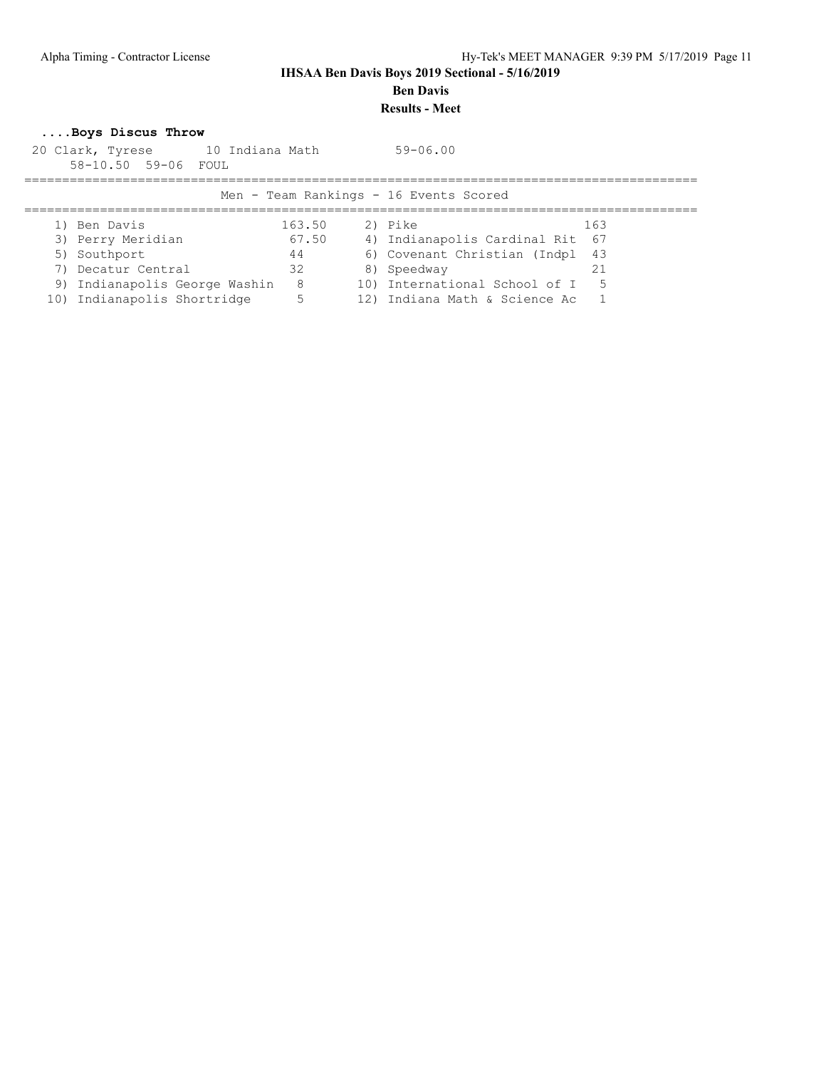### ....Boys Discus Throw

| | | | |
|---|---|---|---|
| 20 | Clark, Tyrese | 10 Indiana Math | 59-06.00 |
| | 58-10.50 59-06 FOUL | | |

### Men - Team Rankings - 16 Events Scored

| | | | |
|---|---|---|---|
| 1) Ben Davis | 163.50 | 2) Pike | 163 |
| 3) Perry Meridian | 67.50 | 4) Indianapolis Cardinal Rit | 67 |
| 5) Southport | 44 | 6) Covenant Christian (Indpl | 43 |
| 7) Decatur Central | 32 | 8) Speedway | 21 |
| 9) Indianapolis George Washin | 8 | 10) International School of I | 5 |
| 10) Indianapolis Shortridge | 5 | 12) Indiana Math & Science Ac | 1 |